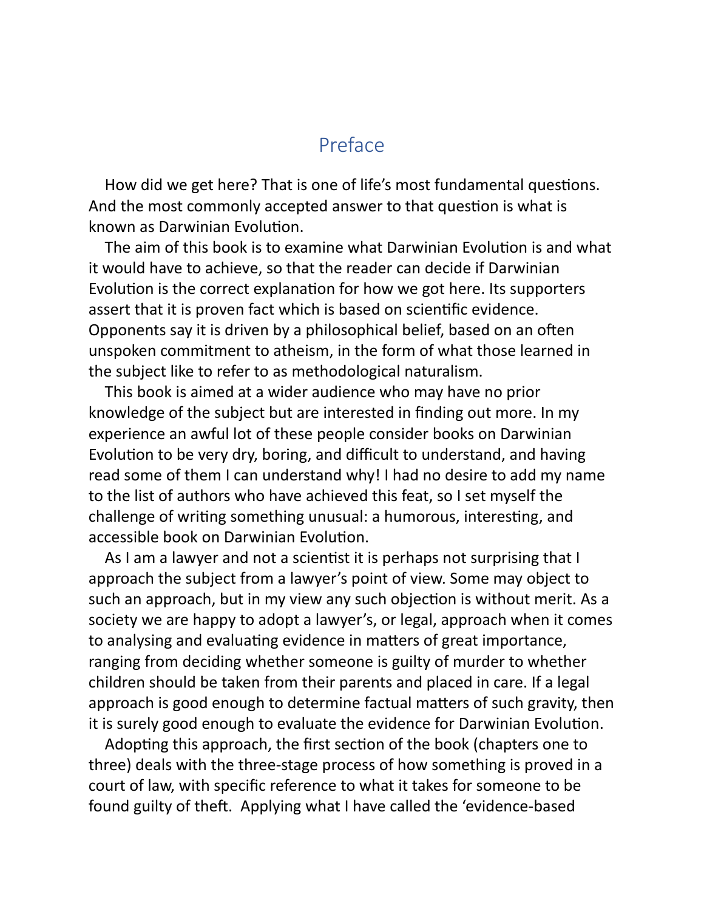# Preface

How did we get here? That is one of life's most fundamental questions. And the most commonly accepted answer to that question is what is known as Darwinian Evolution.

The aim of this book is to examine what Darwinian Evolution is and what it would have to achieve, so that the reader can decide if Darwinian Evolution is the correct explanation for how we got here. Its supporters assert that it is proven fact which is based on scientific evidence. Opponents say it is driven by a philosophical belief, based on an often unspoken commitment to atheism, in the form of what those learned in the subject like to refer to as methodological naturalism.

This book is aimed at a wider audience who may have no prior knowledge of the subject but are interested in finding out more. In my experience an awful lot of these people consider books on Darwinian Evolution to be very dry, boring, and difficult to understand, and having read some of them I can understand why! I had no desire to add my name to the list of authors who have achieved this feat, so I set myself the challenge of writing something unusual: a humorous, interesting, and accessible book on Darwinian Evolution.

As I am a lawyer and not a scientist it is perhaps not surprising that I approach the subject from a lawyer's point of view. Some may object to such an approach, but in my view any such objection is without merit. As a society we are happy to adopt a lawyer's, or legal, approach when it comes to analysing and evaluating evidence in matters of great importance, ranging from deciding whether someone is guilty of murder to whether children should be taken from their parents and placed in care. If a legal approach is good enough to determine factual matters of such gravity, then it is surely good enough to evaluate the evidence for Darwinian Evolution.

Adopting this approach, the first section of the book (chapters one to three) deals with the three-stage process of how something is proved in a court of law, with specific reference to what it takes for someone to be found guilty of theft. Applying what I have called the 'evidence-based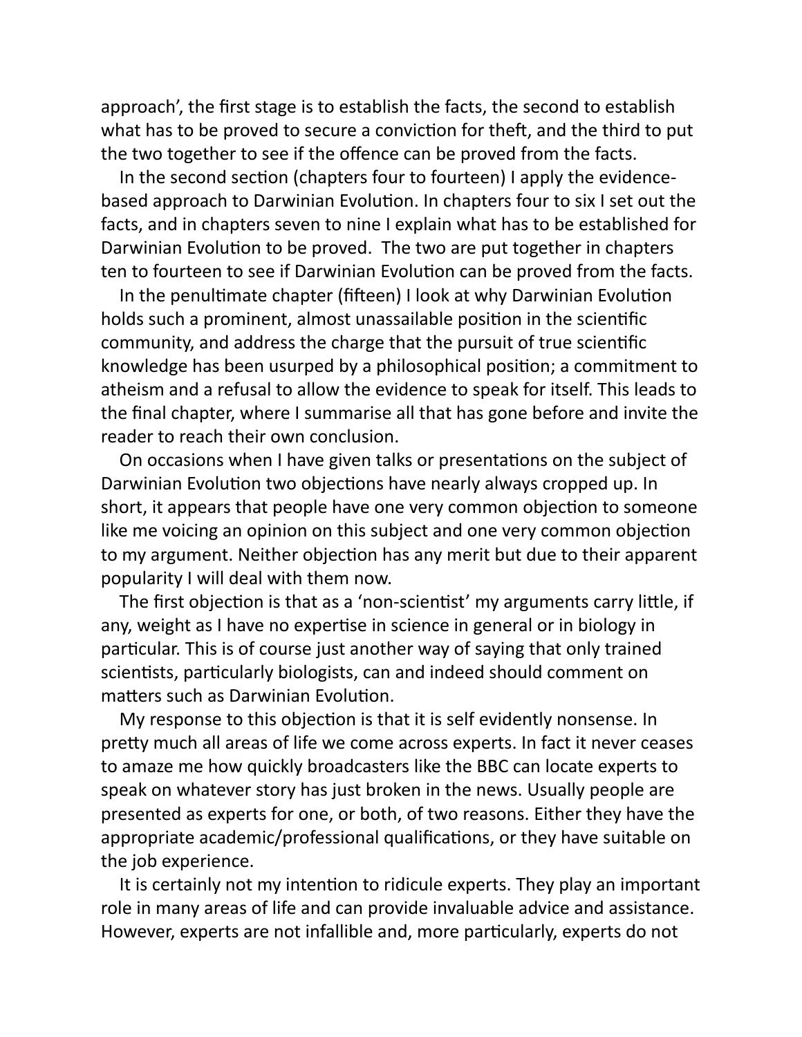approach', the first stage is to establish the facts, the second to establish what has to be proved to secure a conviction for theft, and the third to put the two together to see if the offence can be proved from the facts.

In the second section (chapters four to fourteen) I apply the evidence-based approach to Darwinian Evolution. In chapters four to six I set out the facts, and in chapters seven to nine I explain what has to be established for Darwinian Evolution to be proved. The two are put together in chapters ten to fourteen to see if Darwinian Evolution can be proved from the facts.

In the penultimate chapter (fifteen) I look at why Darwinian Evolution holds such a prominent, almost unassailable position in the scientific community, and address the charge that the pursuit of true scientific knowledge has been usurped by a philosophical position; a commitment to atheism and a refusal to allow the evidence to speak for itself. This leads to the final chapter, where I summarise all that has gone before and invite the reader to reach their own conclusion.

On occasions when I have given talks or presentations on the subject of Darwinian Evolution two objections have nearly always cropped up. In short, it appears that people have one very common objection to someone like me voicing an opinion on this subject and one very common objection to my argument. Neither objection has any merit but due to their apparent popularity I will deal with them now.

The first objection is that as a 'non-scientist' my arguments carry little, if any, weight as I have no expertise in science in general or in biology in particular. This is of course just another way of saying that only trained scientists, particularly biologists, can and indeed should comment on matters such as Darwinian Evolution.

My response to this objection is that it is self evidently nonsense. In pretty much all areas of life we come across experts. In fact it never ceases to amaze me how quickly broadcasters like the BBC can locate experts to speak on whatever story has just broken in the news. Usually people are presented as experts for one, or both, of two reasons. Either they have the appropriate academic/professional qualifications, or they have suitable on the job experience.

It is certainly not my intention to ridicule experts. They play an important role in many areas of life and can provide invaluable advice and assistance. However, experts are not infallible and, more particularly, experts do not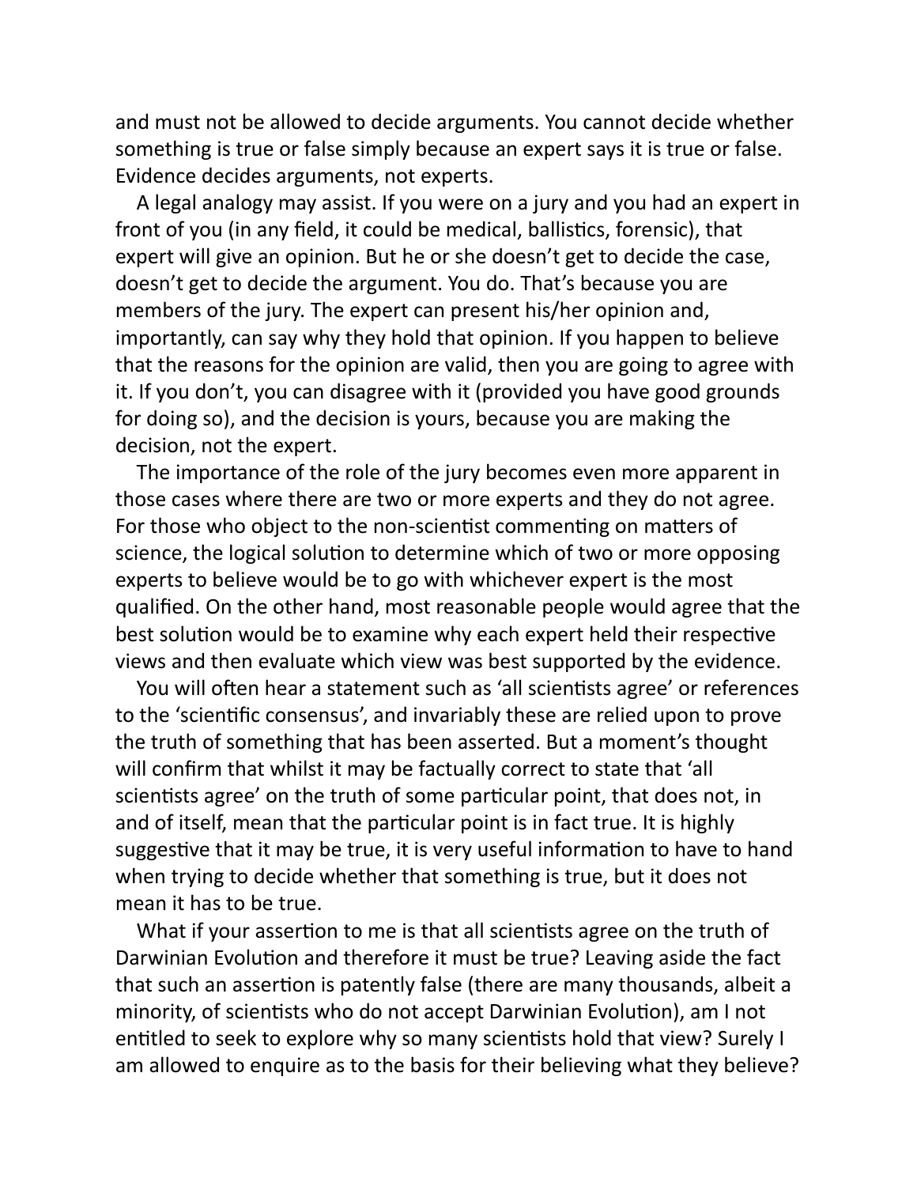and must not be allowed to decide arguments. You cannot decide whether something is true or false simply because an expert says it is true or false. Evidence decides arguments, not experts.

A legal analogy may assist. If you were on a jury and you had an expert in front of you (in any field, it could be medical, ballistics, forensic), that expert will give an opinion. But he or she doesn't get to decide the case, doesn't get to decide the argument. You do. That's because you are members of the jury. The expert can present his/her opinion and, importantly, can say why they hold that opinion. If you happen to believe that the reasons for the opinion are valid, then you are going to agree with it. If you don't, you can disagree with it (provided you have good grounds for doing so), and the decision is yours, because you are making the decision, not the expert.

The importance of the role of the jury becomes even more apparent in those cases where there are two or more experts and they do not agree. For those who object to the non-scientist commenting on matters of science, the logical solution to determine which of two or more opposing experts to believe would be to go with whichever expert is the most qualified. On the other hand, most reasonable people would agree that the best solution would be to examine why each expert held their respective views and then evaluate which view was best supported by the evidence.

You will often hear a statement such as 'all scientists agree' or references to the 'scientific consensus', and invariably these are relied upon to prove the truth of something that has been asserted. But a moment's thought will confirm that whilst it may be factually correct to state that 'all scientists agree' on the truth of some particular point, that does not, in and of itself, mean that the particular point is in fact true. It is highly suggestive that it may be true, it is very useful information to have to hand when trying to decide whether that something is true, but it does not mean it has to be true.

What if your assertion to me is that all scientists agree on the truth of Darwinian Evolution and therefore it must be true? Leaving aside the fact that such an assertion is patently false (there are many thousands, albeit a minority, of scientists who do not accept Darwinian Evolution), am I not entitled to seek to explore why so many scientists hold that view? Surely I am allowed to enquire as to the basis for their believing what they believe?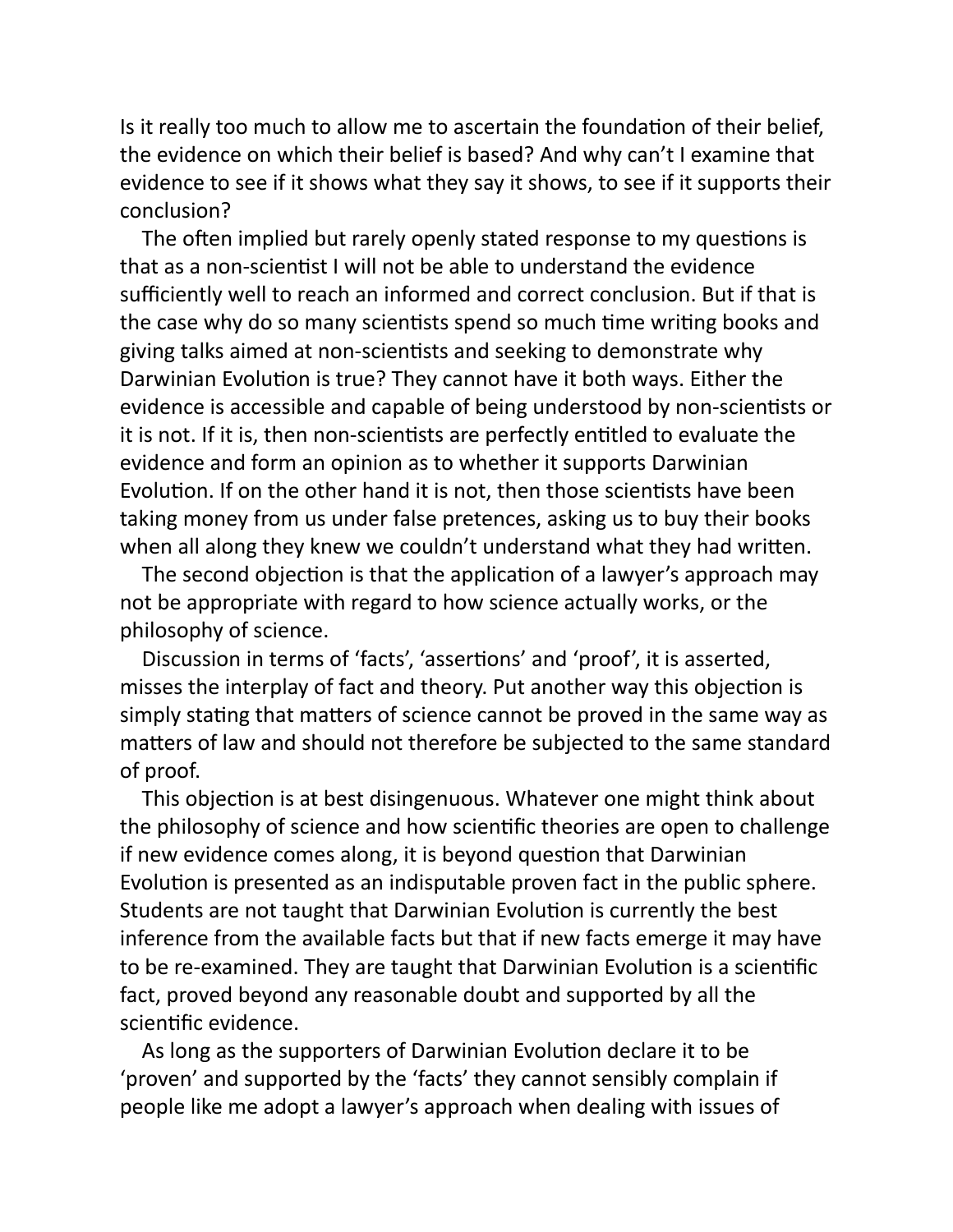Is it really too much to allow me to ascertain the foundation of their belief, the evidence on which their belief is based? And why can't I examine that evidence to see if it shows what they say it shows, to see if it supports their conclusion?

The often implied but rarely openly stated response to my questions is that as a non-scientist I will not be able to understand the evidence sufficiently well to reach an informed and correct conclusion. But if that is the case why do so many scientists spend so much time writing books and giving talks aimed at non-scientists and seeking to demonstrate why Darwinian Evolution is true? They cannot have it both ways. Either the evidence is accessible and capable of being understood by non-scientists or it is not. If it is, then non-scientists are perfectly entitled to evaluate the evidence and form an opinion as to whether it supports Darwinian Evolution. If on the other hand it is not, then those scientists have been taking money from us under false pretences, asking us to buy their books when all along they knew we couldn't understand what they had written.

The second objection is that the application of a lawyer's approach may not be appropriate with regard to how science actually works, or the philosophy of science.

Discussion in terms of 'facts', 'assertions' and 'proof', it is asserted, misses the interplay of fact and theory. Put another way this objection is simply stating that matters of science cannot be proved in the same way as matters of law and should not therefore be subjected to the same standard of proof.

This objection is at best disingenuous. Whatever one might think about the philosophy of science and how scientific theories are open to challenge if new evidence comes along, it is beyond question that Darwinian Evolution is presented as an indisputable proven fact in the public sphere. Students are not taught that Darwinian Evolution is currently the best inference from the available facts but that if new facts emerge it may have to be re-examined. They are taught that Darwinian Evolution is a scientific fact, proved beyond any reasonable doubt and supported by all the scientific evidence.

As long as the supporters of Darwinian Evolution declare it to be 'proven' and supported by the 'facts' they cannot sensibly complain if people like me adopt a lawyer's approach when dealing with issues of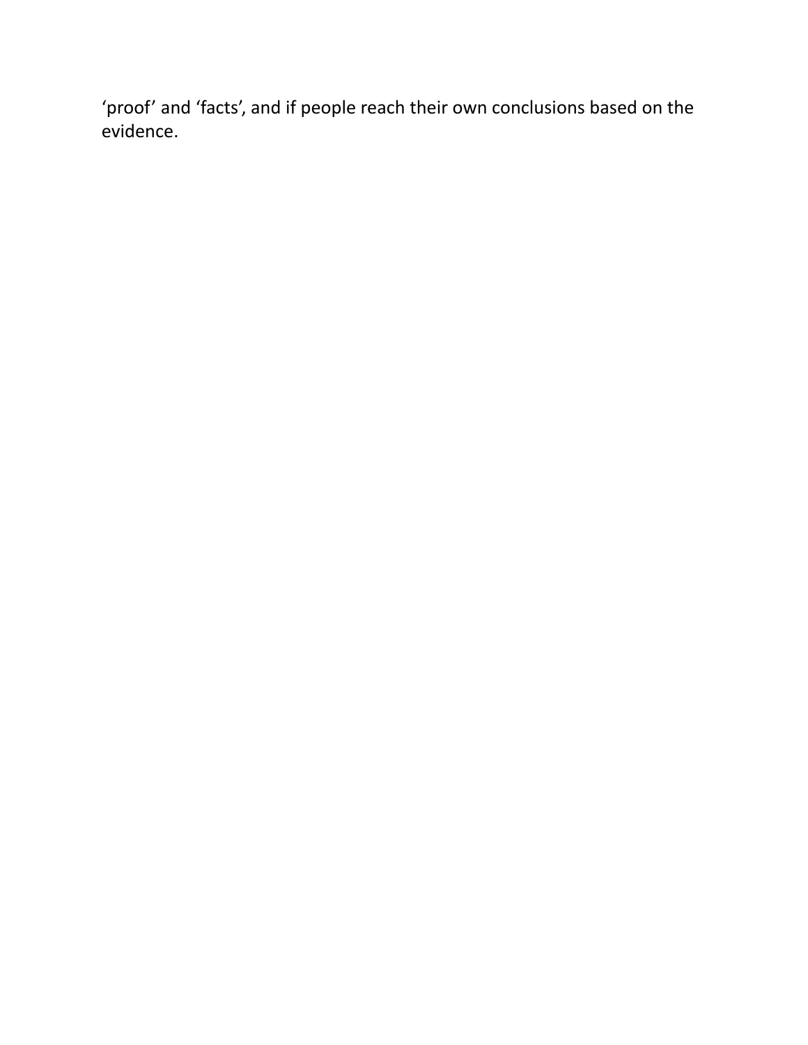‘proof’ and ‘facts’, and if people reach their own conclusions based on the evidence.